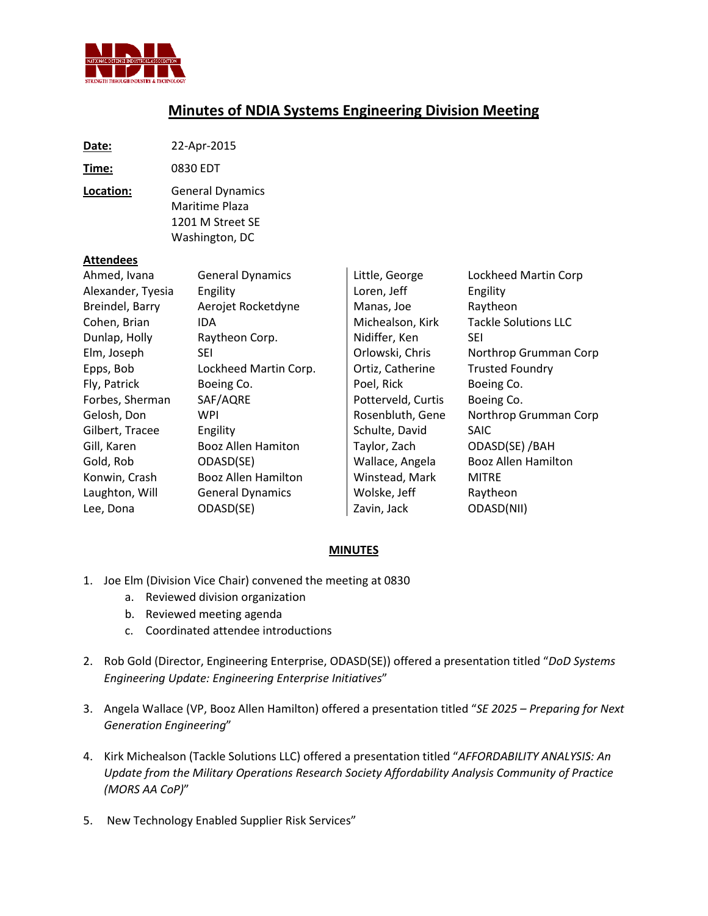# Minutes of NDIA Systems Engineering Division Meeting

**Date:** 22-Apr-2015

**Time:** 0830 EDT

**Location:** General Dynamics
Maritime Plaza
1201 M Street SE
Washington, DC

**Attendees**

| Name | Organization | Name | Organization |
|---|---|---|---|
| Ahmed, Ivana | General Dynamics | Little, George | Lockheed Martin Corp |
| Alexander, Tyesia | Engility | Loren, Jeff | Engility |
| Breindel, Barry | Aerojet Rocketdyne | Manas, Joe | Raytheon |
| Cohen, Brian | IDA | Michealson, Kirk | Tackle Solutions LLC |
| Dunlap, Holly | Raytheon Corp. | Nidiffer, Ken | SEI |
| Elm, Joseph | SEI | Orlowski, Chris | Northrop Grumman Corp |
| Epps, Bob | Lockheed Martin Corp. | Ortiz, Catherine | Trusted Foundry |
| Fly, Patrick | Boeing Co. | Poel, Rick | Boeing Co. |
| Forbes, Sherman | SAF/AQRE | Potterveld, Curtis | Boeing Co. |
| Gelosh, Don | WPI | Rosenbluth, Gene | Northrop Grumman Corp |
| Gilbert, Tracee | Engility | Schulte, David | SAIC |
| Gill, Karen | Booz Allen Hamiton | Taylor, Zach | ODASD(SE) /BAH |
| Gold, Rob | ODASD(SE) | Wallace, Angela | Booz Allen Hamilton |
| Konwin, Crash | Booz Allen Hamilton | Winstead, Mark | MITRE |
| Laughton, Will | General Dynamics | Wolske, Jeff | Raytheon |
| Lee, Dona | ODASD(SE) | Zavin, Jack | ODASD(NII) |

**MINUTES**

1. Joe Elm (Division Vice Chair) convened the meeting at 0830
    a. Reviewed division organization
    b. Reviewed meeting agenda
    c. Coordinated attendee introductions

2. Rob Gold (Director, Engineering Enterprise, ODASD(SE)) offered a presentation titled "*DoD Systems Engineering Update: Engineering Enterprise Initiatives*"

3. Angela Wallace (VP, Booz Allen Hamilton) offered a presentation titled "*SE 2025 – Preparing for Next Generation Engineering*"

4. Kirk Michealson (Tackle Solutions LLC) offered a presentation titled "*AFFORDABILITY ANALYSIS: An Update from the Military Operations Research Society Affordability Analysis Community of Practice (MORS AA CoP)*"

5. New Technology Enabled Supplier Risk Services"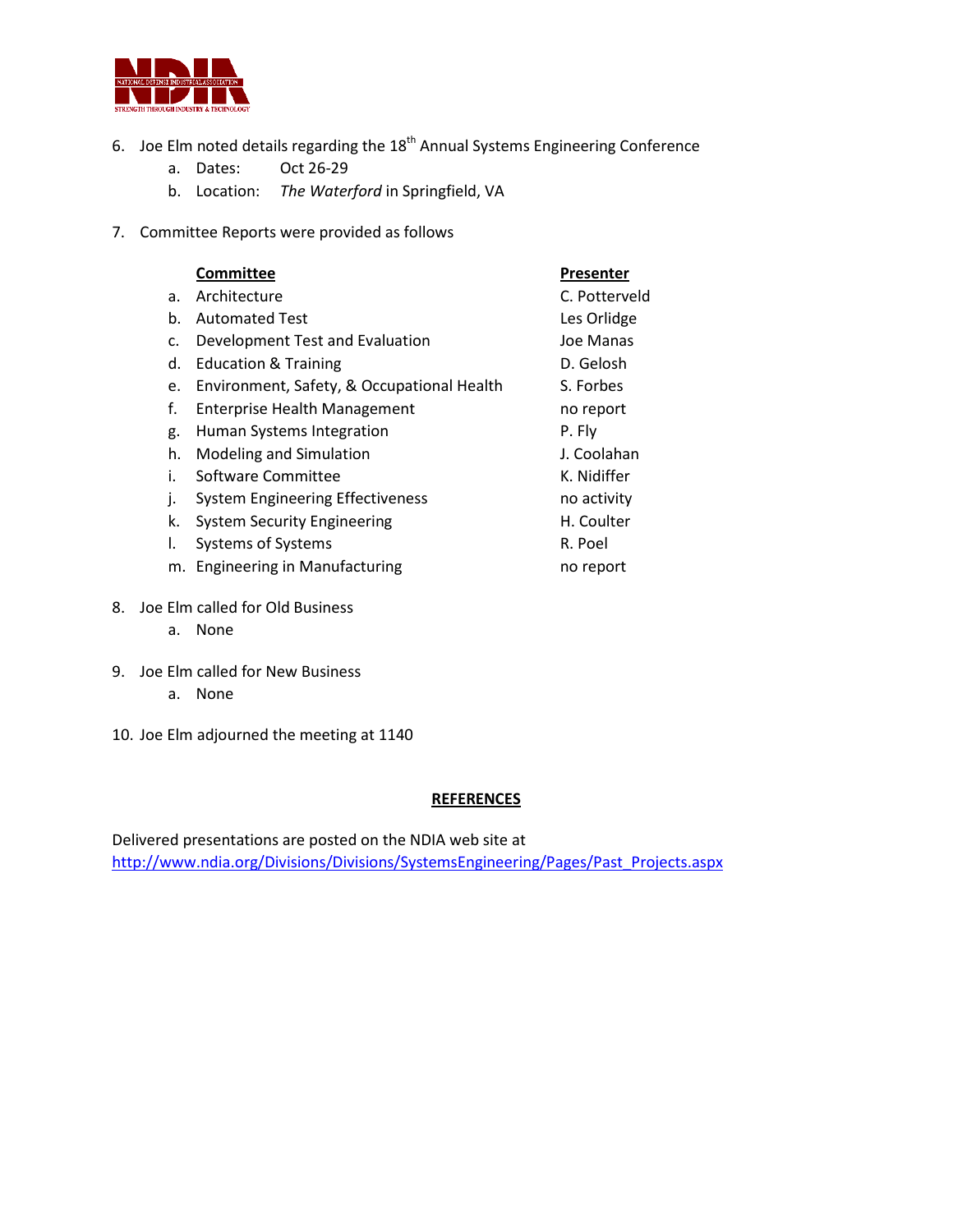6. Joe Elm noted details regarding the 18th Annual Systems Engineering Conference
    a. Dates: Oct 26-29
    b. Location: *The Waterford* in Springfield, VA

7. Committee Reports were provided as follows

| | **Committee** | **Presenter** |
|---|---|---|
| a. | Architecture | C. Potterveld |
| b. | Automated Test | Les Orlidge |
| c. | Development Test and Evaluation | Joe Manas |
| d. | Education & Training | D. Gelosh |
| e. | Environment, Safety, & Occupational Health | S. Forbes |
| f. | Enterprise Health Management | no report |
| g. | Human Systems Integration | P. Fly |
| h. | Modeling and Simulation | J. Coolahan |
| i. | Software Committee | K. Nidiffer |
| j. | System Engineering Effectiveness | no activity |
| k. | System Security Engineering | H. Coulter |
| l. | Systems of Systems | R. Poel |
| m. | Engineering in Manufacturing | no report |

8. Joe Elm called for Old Business
    a. None

9. Joe Elm called for New Business
    a. None

10. Joe Elm adjourned the meeting at 1140

## REFERENCES

Delivered presentations are posted on the NDIA web site at
http://www.ndia.org/Divisions/Divisions/SystemsEngineering/Pages/Past_Projects.aspx